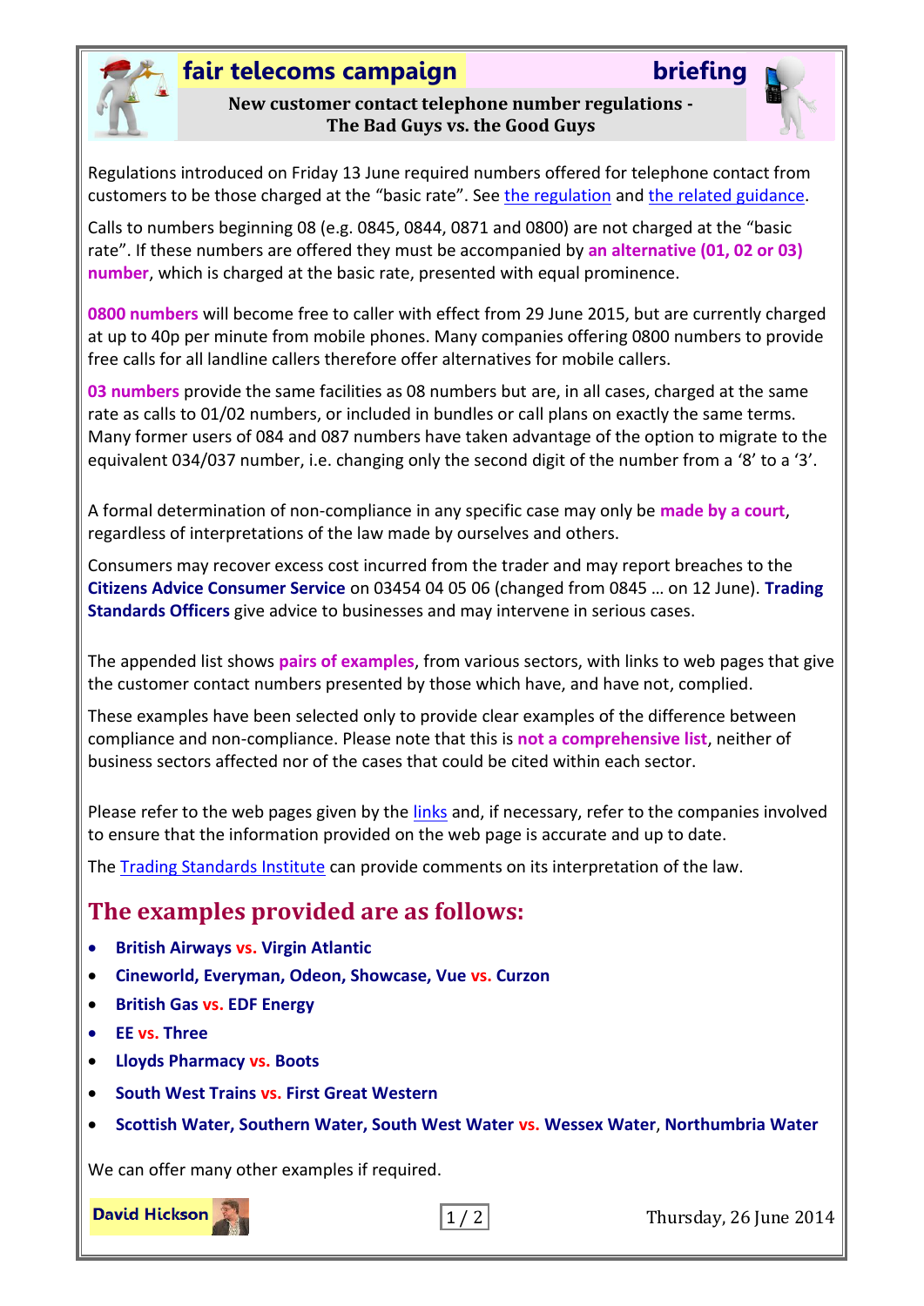# fair telecoms campaign — briefing

**New customer contact telephone number regulations - The Bad Guys vs. the Good Guys**

Regulations introduced on Friday 13 June required numbers offered for telephone contact from customers to be those charged at the "basic rate". See the regulation and the related guidance.

Calls to numbers beginning 08 (e.g. 0845, 0844, 0871 and 0800) are not charged at the "basic rate". If these numbers are offered they must be accompanied by **an alternative (01, 02 or 03) number**, which is charged at the basic rate, presented with equal prominence.

**0800 numbers** will become free to caller with effect from 29 June 2015, but are currently charged at up to 40p per minute from mobile phones. Many companies offering 0800 numbers to provide free calls for all landline callers therefore offer alternatives for mobile callers.

**03 numbers** provide the same facilities as 08 numbers but are, in all cases, charged at the same rate as calls to 01/02 numbers, or included in bundles or call plans on exactly the same terms. Many former users of 084 and 087 numbers have taken advantage of the option to migrate to the equivalent 034/037 number, i.e. changing only the second digit of the number from a '8' to a '3'.

A formal determination of non-compliance in any specific case may only be **made by a court**, regardless of interpretations of the law made by ourselves and others.

Consumers may recover excess cost incurred from the trader and may report breaches to the **Citizens Advice Consumer Service** on 03454 04 05 06 (changed from 0845 … on 12 June). **Trading Standards Officers** give advice to businesses and may intervene in serious cases.

The appended list shows **pairs of examples**, from various sectors, with links to web pages that give the customer contact numbers presented by those which have, and have not, complied.

These examples have been selected only to provide clear examples of the difference between compliance and non-compliance. Please note that this is **not a comprehensive list**, neither of business sectors affected nor of the cases that could be cited within each sector.

Please refer to the web pages given by the links and, if necessary, refer to the companies involved to ensure that the information provided on the web page is accurate and up to date.

The Trading Standards Institute can provide comments on its interpretation of the law.

## The examples provided are as follows:

- **British Airways vs. Virgin Atlantic**
- **Cineworld, Everyman, Odeon, Showcase, Vue vs. Curzon**
- **British Gas vs. EDF Energy**
- **EE vs. Three**
- **Lloyds Pharmacy vs. Boots**
- **South West Trains vs. First Great Western**
- **Scottish Water, Southern Water, South West Water vs. Wessex Water, Northumbria Water**

We can offer many other examples if required.

David Hickson

Thursday, 26 June 2014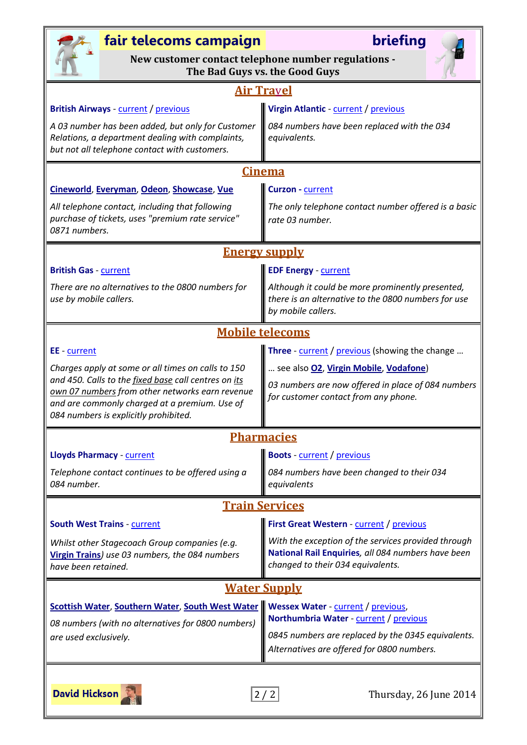# fair telecoms campaign — briefing

**New customer contact telephone number regulations - The Bad Guys vs. the Good Guys**

## Air Travel

**British Airways** - current / previous

*A 03 number has been added, but only for Customer Relations, a department dealing with complaints, but not all telephone contact with customers.*

**Virgin Atlantic** - current / previous

*084 numbers have been replaced with the 034 equivalents.*

## Cinema

**Cineworld, Everyman, Odeon, Showcase, Vue**

*All telephone contact, including that following purchase of tickets, uses "premium rate service" 0871 numbers.*

**Curzon** - current

*The only telephone contact number offered is a basic rate 03 number.*

## Energy supply

**British Gas** - current

*There are no alternatives to the 0800 numbers for use by mobile callers.*

**EDF Energy** - current

*Although it could be more prominently presented, there is an alternative to the 0800 numbers for use by mobile callers.*

## Mobile telecoms

**EE** - current

*Charges apply at some or all times on calls to 150 and 450. Calls to the fixed base call centres on its own 07 numbers from other networks earn revenue and are commonly charged at a premium. Use of 084 numbers is explicitly prohibited.*

**Three** - current / previous (showing the change … … see also **O2**, **Virgin Mobile**, **Vodafone**)

*03 numbers are now offered in place of 084 numbers for customer contact from any phone.*

## Pharmacies

**Lloyds Pharmacy** - current

*Telephone contact continues to be offered using a 084 number.*

**Boots** - current / previous

*084 numbers have been changed to their 034 equivalents*

## Train Services

**South West Trains** - current

*Whilst other Stagecoach Group companies (e.g. **Virgin Trains**) use 03 numbers, the 084 numbers have been retained.*

**First Great Western** - current / previous

*With the exception of the services provided through **National Rail Enquiries**, all 084 numbers have been changed to their 034 equivalents.*

## Water Supply

**Scottish Water, Southern Water, South West Water**

*08 numbers (with no alternatives for 0800 numbers) are used exclusively.*

**Wessex Water** - current / previous,
**Northumbria Water** - current / previous

*0845 numbers are replaced by the 0345 equivalents. Alternatives are offered for 0800 numbers.*

---

David Hickson

Thursday, 26 June 2014